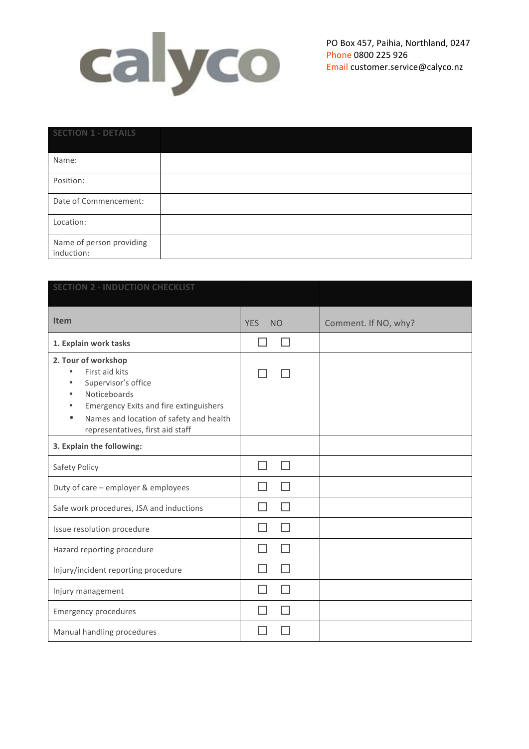calyco

PO Box 457, Paihia, Northland, 0247
Phone 0800 225 926
Email customer.service@calyco.nz

| SECTION 1 - DETAILS | |
|---|---|
| Name: | |
| Position: | |
| Date of Commencement: | |
| Location: | |
| Name of person providing induction: | |

| SECTION 2 - INDUCTION CHECKLIST | | |
|---|---|---|
| **Item** | YES NO | Comment. If NO, why? |
| **1. Explain work tasks** | ☐ ☐ | |
| **2. Tour of workshop**<br>• First aid kits<br>• Supervisor's office<br>• Noticeboards<br>• Emergency Exits and fire extinguishers<br>• Names and location of safety and health representatives, first aid staff | ☐ ☐ | |
| **3. Explain the following:** | | |
| Safety Policy | ☐ ☐ | |
| Duty of care – employer & employees | ☐ ☐ | |
| Safe work procedures, JSA and inductions | ☐ ☐ | |
| Issue resolution procedure | ☐ ☐ | |
| Hazard reporting procedure | ☐ ☐ | |
| Injury/incident reporting procedure | ☐ ☐ | |
| Injury management | ☐ ☐ | |
| Emergency procedures | ☐ ☐ | |
| Manual handling procedures | ☐ ☐ | |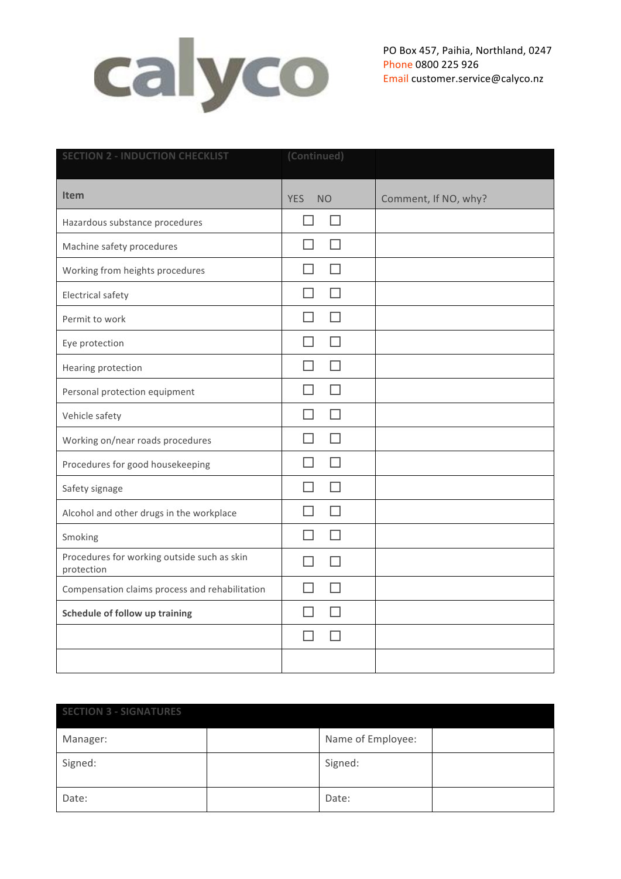calyco

PO Box 457, Paihia, Northland, 0247
Phone 0800 225 926
Email customer.service@calyco.nz

| SECTION 2 - INDUCTION CHECKLIST | (Continued) | | |
|---|---|---|---|
| **Item** | YES | NO | Comment, If NO, why? |
| Hazardous substance procedures | ☐ | ☐ | |
| Machine safety procedures | ☐ | ☐ | |
| Working from heights procedures | ☐ | ☐ | |
| Electrical safety | ☐ | ☐ | |
| Permit to work | ☐ | ☐ | |
| Eye protection | ☐ | ☐ | |
| Hearing protection | ☐ | ☐ | |
| Personal protection equipment | ☐ | ☐ | |
| Vehicle safety | ☐ | ☐ | |
| Working on/near roads procedures | ☐ | ☐ | |
| Procedures for good housekeeping | ☐ | ☐ | |
| Safety signage | ☐ | ☐ | |
| Alcohol and other drugs in the workplace | ☐ | ☐ | |
| Smoking | ☐ | ☐ | |
| Procedures for working outside such as skin protection | ☐ | ☐ | |
| Compensation claims process and rehabilitation | ☐ | ☐ | |
| **Schedule of follow up training** | ☐ | ☐ | |
| | ☐ | ☐ | |
| | | | |

| SECTION 3 - SIGNATURES | | | |
|---|---|---|---|
| Manager: | | Name of Employee: | |
| Signed: | | Signed: | |
| Date: | | Date: | |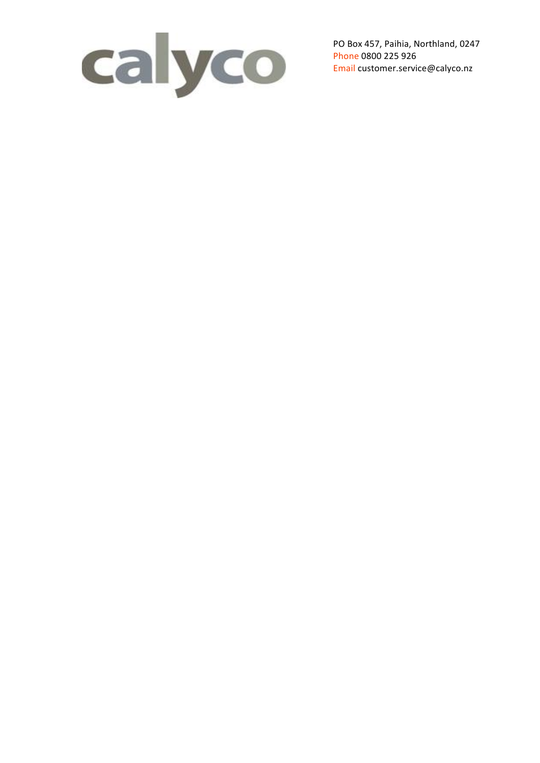calyco

PO Box 457, Paihia, Northland, 0247
Phone 0800 225 926
Email customer.service@calyco.nz